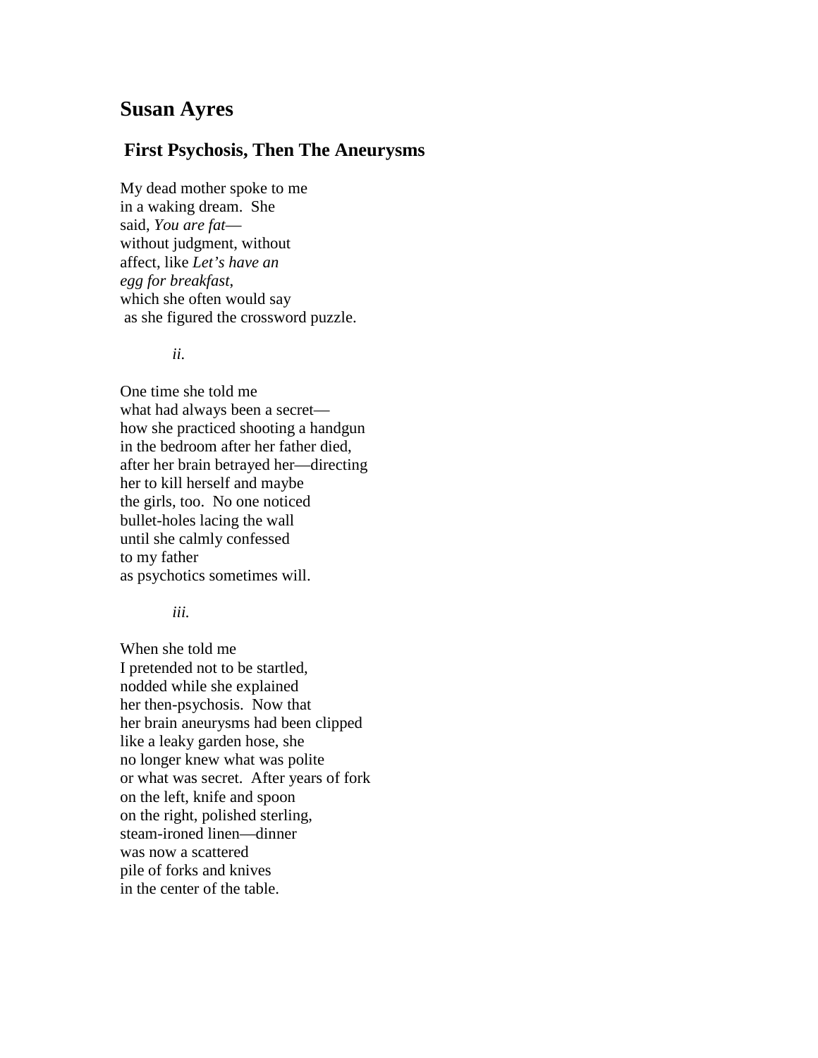# Susan Ayres

## First Psychosis, Then The Aneurysms

My dead mother spoke to me  
in a waking dream. She  
said, *You are fat*—  
without judgment, without  
affect, like *Let's have an*  
*egg for breakfast*,  
which she often would say  
as she figured the crossword puzzle.

*ii.*

One time she told me  
what had always been a secret—  
how she practiced shooting a handgun  
in the bedroom after her father died,  
after her brain betrayed her—directing  
her to kill herself and maybe  
the girls, too. No one noticed  
bullet-holes lacing the wall  
until she calmly confessed  
to my father  
as psychotics sometimes will.

*iii.*

When she told me  
I pretended not to be startled,  
nodded while she explained  
her then-psychosis. Now that  
her brain aneurysms had been clipped  
like a leaky garden hose, she  
no longer knew what was polite  
or what was secret. After years of fork  
on the left, knife and spoon  
on the right, polished sterling,  
steam-ironed linen—dinner  
was now a scattered  
pile of forks and knives  
in the center of the table.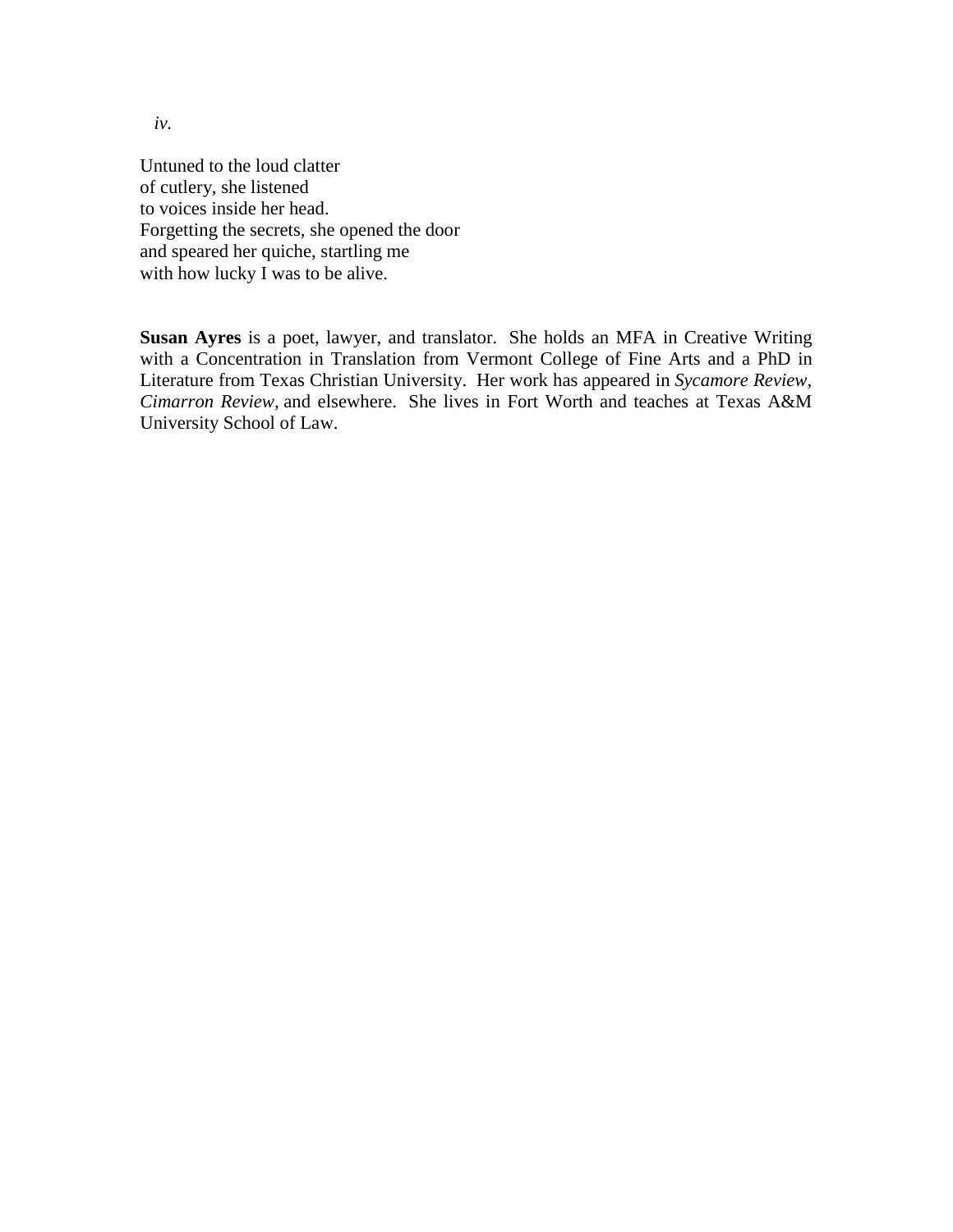*iv.*

Untuned to the loud clatter  
of cutlery, she listened  
to voices inside her head.  
Forgetting the secrets, she opened the door  
and speared her quiche, startling me  
with how lucky I was to be alive.

**Susan Ayres** is a poet, lawyer, and translator. She holds an MFA in Creative Writing with a Concentration in Translation from Vermont College of Fine Arts and a PhD in Literature from Texas Christian University. Her work has appeared in *Sycamore Review*, *Cimarron Review,* and elsewhere. She lives in Fort Worth and teaches at Texas A&M University School of Law.